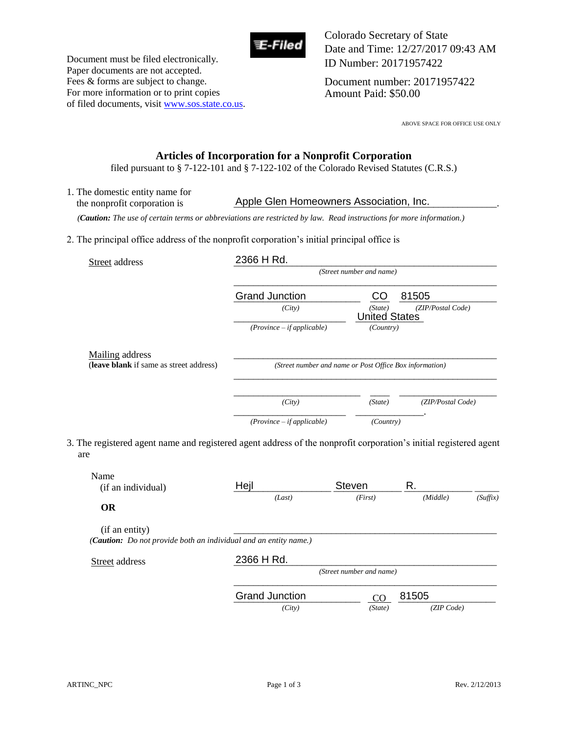Document must be filed electronically.
Paper documents are not accepted.
Fees & forms are subject to change.
For more information or to print copies
of filed documents, visit www.sos.state.co.us.

E-Filed

Colorado Secretary of State
Date and Time: 12/27/2017 09:43 AM
ID Number: 20171957422

Document number: 20171957422
Amount Paid: $50.00

ABOVE SPACE FOR OFFICE USE ONLY

## Articles of Incorporation for a Nonprofit Corporation

filed pursuant to § 7-122-101 and § 7-122-102 of the Colorado Revised Statutes (C.R.S.)

1. The domestic entity name for the nonprofit corporation is Apple Glen Homeowners Association, Inc.

   *(**Caution:** The use of certain terms or abbreviations are restricted by law. Read instructions for more information.)*

2. The principal office address of the nonprofit corporation's initial principal office is

   Street address
   2366 H Rd.
   *(Street number and name)*
   Grand Junction *(City)* CO *(State)* 81505 *(ZIP/Postal Code)*
   *(Province – if applicable)* United States *(Country)*

   Mailing address
   (**leave blank** if same as street address)
   *(Street number and name or Post Office Box information)*
   *(City)* *(State)* *(ZIP/Postal Code)*
   *(Province – if applicable)* *(Country)*

3. The registered agent name and registered agent address of the nonprofit corporation's initial registered agent are

   Name (if an individual)
   Hejl *(Last)* Steven *(First)* R. *(Middle)* *(Suffix)*

   **OR**

   (if an entity)
   *(**Caution:** Do not provide both an individual and an entity name.)*

   Street address
   2366 H Rd.
   *(Street number and name)*
   Grand Junction *(City)* CO *(State)* 81505 *(ZIP Code)*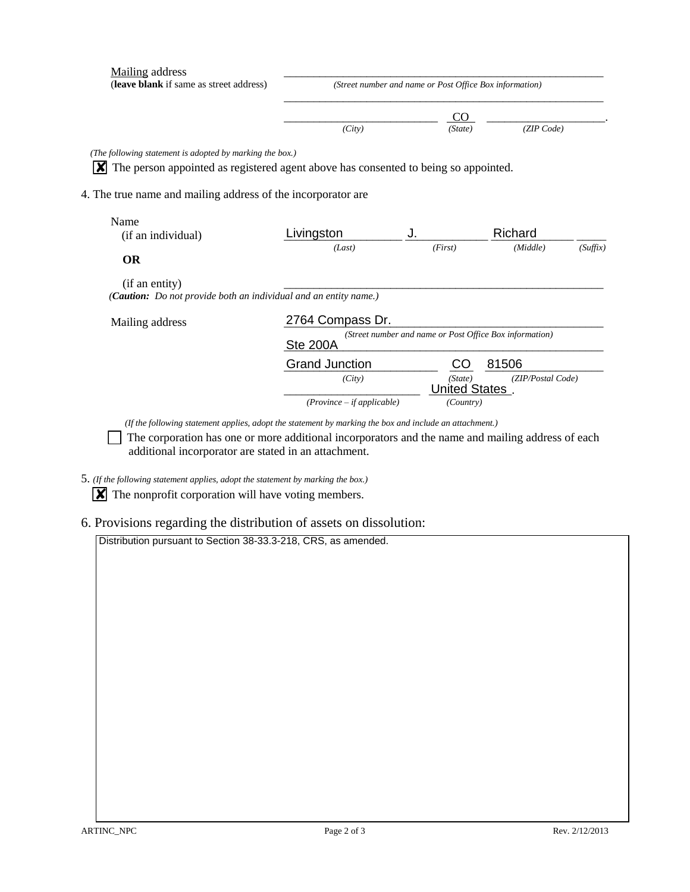Mailing address
(**leave blank** if same as street address)

| | | |
|---|---|---|
| ______________________________ | | |
| *(Street number and name or Post Office Box information)* | | |
| ______________________________ | | |
| ______________ | CO | ______________. |
| *(City)* | *(State)* | *(ZIP Code)* |

*(The following statement is adopted by marking the box.)*

☒ The person appointed as registered agent above has consented to being so appointed.

4. The true name and mailing address of the incorporator are

Name
(if an individual)

| Livingston | J. | Richard | |
|---|---|---|---|
| *(Last)* | *(First)* | *(Middle)* | *(Suffix)* |

**OR**

(if an entity) ______________________________

*(**Caution:** Do not provide both an individual and an entity name.)*

Mailing address

| | | |
|---|---|---|
| 2764 Compass Dr. | | |
| *(Street number and name or Post Office Box information)* | | |
| Ste 200A | | |
| Grand Junction | CO | 81506 |
| *(City)* | *(State)* | *(ZIP/Postal Code)* |
| ______________ | United States. | |
| *(Province – if applicable)* | *(Country)* | |

*(If the following statement applies, adopt the statement by marking the box and include an attachment.)*

☐ The corporation has one or more additional incorporators and the name and mailing address of each additional incorporator are stated in an attachment.

5. *(If the following statement applies, adopt the statement by marking the box.)*

☒ The nonprofit corporation will have voting members.

6. Provisions regarding the distribution of assets on dissolution:

Distribution pursuant to Section 38-33.3-218, CRS, as amended.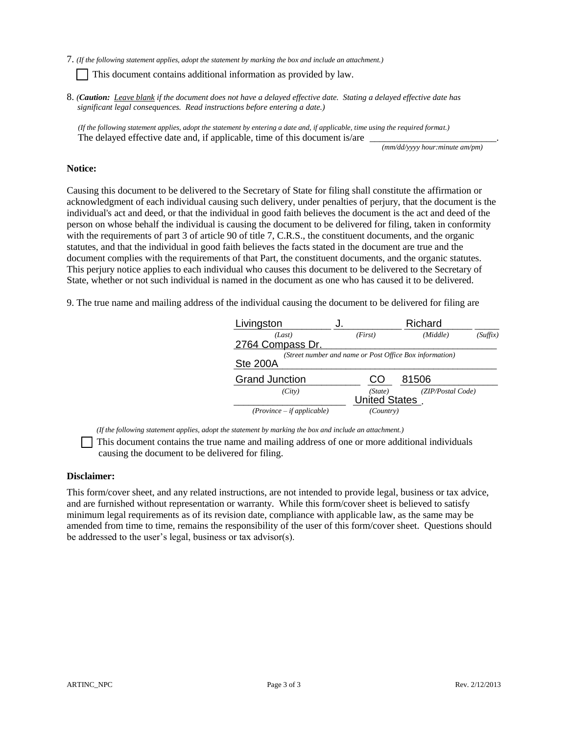7. *(If the following statement applies, adopt the statement by marking the box and include an attachment.)*

☐ This document contains additional information as provided by law.

8. *(**Caution:** Leave blank if the document does not have a delayed effective date. Stating a delayed effective date has significant legal consequences. Read instructions before entering a date.)*

*(If the following statement applies, adopt the statement by entering a date and, if applicable, time using the required format.)*

The delayed effective date and, if applicable, time of this document is/are ___________________________.
*(mm/dd/yyyy hour:minute am/pm)*

**Notice:**

Causing this document to be delivered to the Secretary of State for filing shall constitute the affirmation or acknowledgment of each individual causing such delivery, under penalties of perjury, that the document is the individual's act and deed, or that the individual in good faith believes the document is the act and deed of the person on whose behalf the individual is causing the document to be delivered for filing, taken in conformity with the requirements of part 3 of article 90 of title 7, C.R.S., the constituent documents, and the organic statutes, and that the individual in good faith believes the facts stated in the document are true and the document complies with the requirements of that Part, the constituent documents, and the organic statutes. This perjury notice applies to each individual who causes this document to be delivered to the Secretary of State, whether or not such individual is named in the document as one who has caused it to be delivered.

9. The true name and mailing address of the individual causing the document to be delivered for filing are

| | | | |
|---|---|---|---|
| Livingston | J. | Richard | |
| *(Last)* | *(First)* | *(Middle)* | *(Suffix)* |

2764 Compass Dr.
*(Street number and name or Post Office Box information)*

Ste 200A

| | | |
|---|---|---|
| Grand Junction | CO | 81506 |
| *(City)* | *(State)* | *(ZIP/Postal Code)* |
| | United States | |
| *(Province – if applicable)* | *(Country)* | |

*(If the following statement applies, adopt the statement by marking the box and include an attachment.)*

☐ This document contains the true name and mailing address of one or more additional individuals causing the document to be delivered for filing.

**Disclaimer:**

This form/cover sheet, and any related instructions, are not intended to provide legal, business or tax advice, and are furnished without representation or warranty. While this form/cover sheet is believed to satisfy minimum legal requirements as of its revision date, compliance with applicable law, as the same may be amended from time to time, remains the responsibility of the user of this form/cover sheet. Questions should be addressed to the user's legal, business or tax advisor(s).